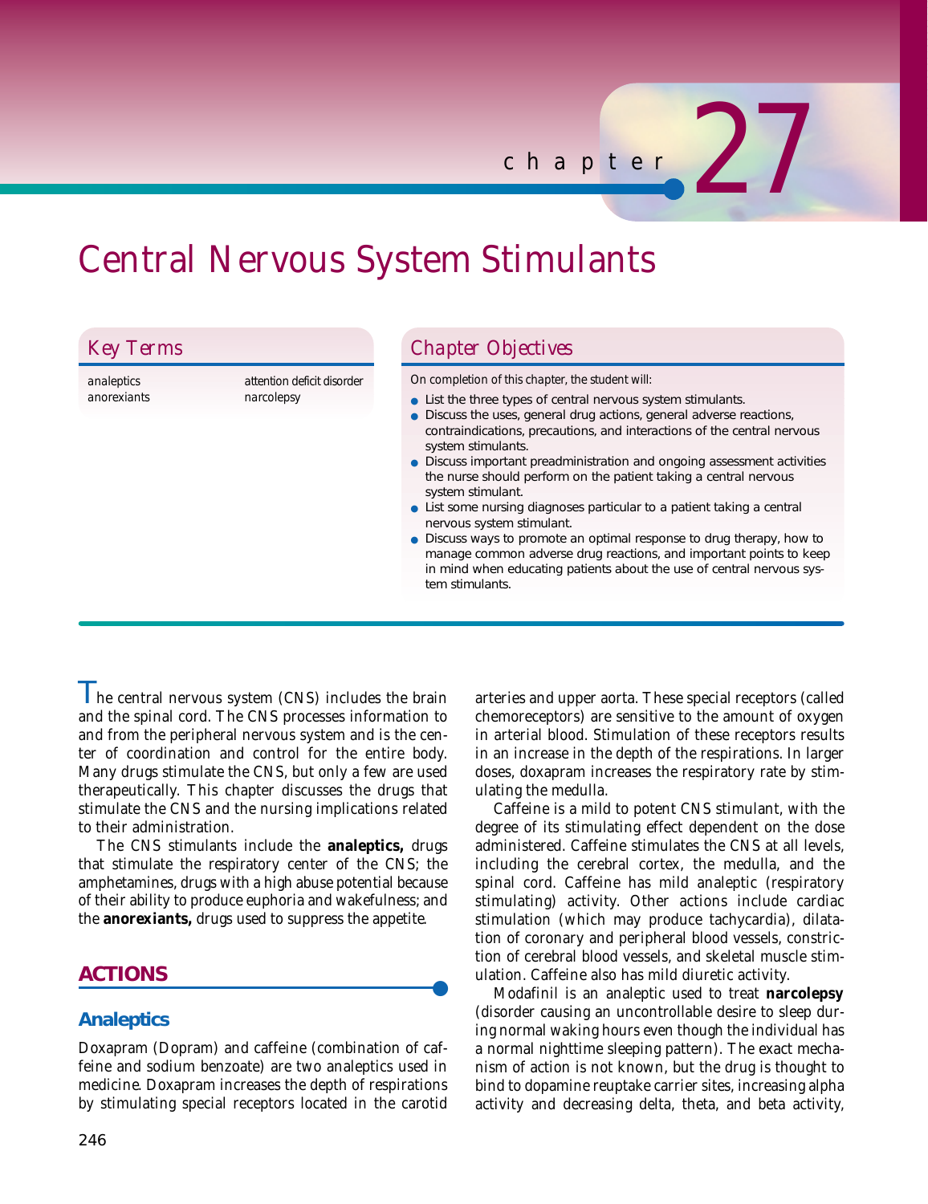chapter 27

# Central Nervous System Stimulants

## Key Terms

*analeptics*
*anorexiants*
*attention deficit disorder*
*narcolepsy*

## Chapter Objectives

On completion of this chapter, the student will:

- List the three types of central nervous system stimulants.
- Discuss the uses, general drug actions, general adverse reactions, contraindications, precautions, and interactions of the central nervous system stimulants.
- Discuss important preadministration and ongoing assessment activities the nurse should perform on the patient taking a central nervous system stimulant.
- List some nursing diagnoses particular to a patient taking a central nervous system stimulant.
- Discuss ways to promote an optimal response to drug therapy, how to manage common adverse drug reactions, and important points to keep in mind when educating patients about the use of central nervous system stimulants.

The central nervous system (CNS) includes the brain and the spinal cord. The CNS processes information to and from the peripheral nervous system and is the center of coordination and control for the entire body. Many drugs stimulate the CNS, but only a few are used therapeutically. This chapter discusses the drugs that stimulate the CNS and the nursing implications related to their administration.

The CNS stimulants include the **analeptics,** drugs that stimulate the respiratory center of the CNS; the amphetamines, drugs with a high abuse potential because of their ability to produce euphoria and wakefulness; and the **anorexiants,** drugs used to suppress the appetite.

## ACTIONS

### Analeptics

Doxapram (Dopram) and caffeine (combination of caffeine and sodium benzoate) are two analeptics used in medicine. Doxapram increases the depth of respirations by stimulating special receptors located in the carotid arteries and upper aorta. These special receptors (called chemoreceptors) are sensitive to the amount of oxygen in arterial blood. Stimulation of these receptors results in an increase in the depth of the respirations. In larger doses, doxapram increases the respiratory rate by stimulating the medulla.

Caffeine is a mild to potent CNS stimulant, with the degree of its stimulating effect dependent on the dose administered. Caffeine stimulates the CNS at all levels, including the cerebral cortex, the medulla, and the spinal cord. Caffeine has mild analeptic (respiratory stimulating) activity. Other actions include cardiac stimulation (which may produce tachycardia), dilatation of coronary and peripheral blood vessels, constriction of cerebral blood vessels, and skeletal muscle stimulation. Caffeine also has mild diuretic activity.

Modafinil is an analeptic used to treat **narcolepsy** (disorder causing an uncontrollable desire to sleep during normal waking hours even though the individual has a normal nighttime sleeping pattern). The exact mechanism of action is not known, but the drug is thought to bind to dopamine reuptake carrier sites, increasing alpha activity and decreasing delta, theta, and beta activity,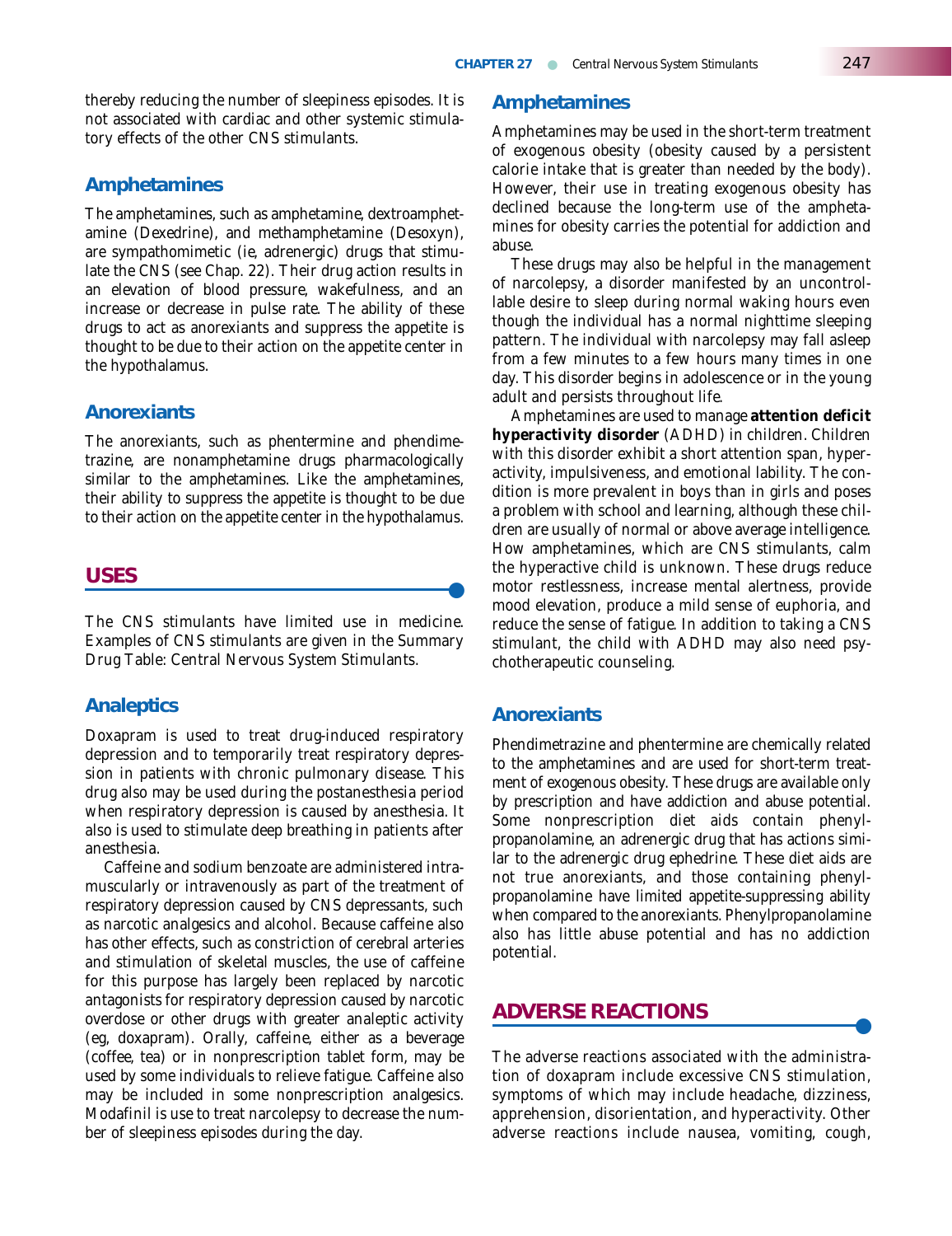thereby reducing the number of sleepiness episodes. It is not associated with cardiac and other systemic stimulatory effects of the other CNS stimulants.

### Amphetamines

The amphetamines, such as amphetamine, dextroamphetamine (Dexedrine), and methamphetamine (Desoxyn), are sympathomimetic (ie, adrenergic) drugs that stimulate the CNS (see Chap. 22). Their drug action results in an elevation of blood pressure, wakefulness, and an increase or decrease in pulse rate. The ability of these drugs to act as anorexiants and suppress the appetite is thought to be due to their action on the appetite center in the hypothalamus.

### Anorexiants

The anorexiants, such as phentermine and phendimetrazine, are nonamphetamine drugs pharmacologically similar to the amphetamines. Like the amphetamines, their ability to suppress the appetite is thought to be due to their action on the appetite center in the hypothalamus.

## USES

The CNS stimulants have limited use in medicine. Examples of CNS stimulants are given in the Summary Drug Table: Central Nervous System Stimulants.

### Analeptics

Doxapram is used to treat drug-induced respiratory depression and to temporarily treat respiratory depression in patients with chronic pulmonary disease. This drug also may be used during the postanesthesia period when respiratory depression is caused by anesthesia. It also is used to stimulate deep breathing in patients after anesthesia.

Caffeine and sodium benzoate are administered intramuscularly or intravenously as part of the treatment of respiratory depression caused by CNS depressants, such as narcotic analgesics and alcohol. Because caffeine also has other effects, such as constriction of cerebral arteries and stimulation of skeletal muscles, the use of caffeine for this purpose has largely been replaced by narcotic antagonists for respiratory depression caused by narcotic overdose or other drugs with greater analeptic activity (eg, doxapram). Orally, caffeine, either as a beverage (coffee, tea) or in nonprescription tablet form, may be used by some individuals to relieve fatigue. Caffeine also may be included in some nonprescription analgesics. Modafinil is use to treat narcolepsy to decrease the number of sleepiness episodes during the day.

### Amphetamines

Amphetamines may be used in the short-term treatment of exogenous obesity (obesity caused by a persistent calorie intake that is greater than needed by the body). However, their use in treating exogenous obesity has declined because the long-term use of the amphetamines for obesity carries the potential for addiction and abuse.

These drugs may also be helpful in the management of narcolepsy, a disorder manifested by an uncontrollable desire to sleep during normal waking hours even though the individual has a normal nighttime sleeping pattern. The individual with narcolepsy may fall asleep from a few minutes to a few hours many times in one day. This disorder begins in adolescence or in the young adult and persists throughout life.

Amphetamines are used to manage **attention deficit hyperactivity disorder** (ADHD) in children. Children with this disorder exhibit a short attention span, hyperactivity, impulsiveness, and emotional lability. The condition is more prevalent in boys than in girls and poses a problem with school and learning, although these children are usually of normal or above average intelligence. How amphetamines, which are CNS stimulants, calm the hyperactive child is unknown. These drugs reduce motor restlessness, increase mental alertness, provide mood elevation, produce a mild sense of euphoria, and reduce the sense of fatigue. In addition to taking a CNS stimulant, the child with ADHD may also need psychotherapeutic counseling.

### Anorexiants

Phendimetrazine and phentermine are chemically related to the amphetamines and are used for short-term treatment of exogenous obesity. These drugs are available only by prescription and have addiction and abuse potential. Some nonprescription diet aids contain phenylpropanolamine, an adrenergic drug that has actions similar to the adrenergic drug ephedrine. These diet aids are not true anorexiants, and those containing phenylpropanolamine have limited appetite-suppressing ability when compared to the anorexiants. Phenylpropanolamine also has little abuse potential and has no addiction potential.

## ADVERSE REACTIONS

The adverse reactions associated with the administration of doxapram include excessive CNS stimulation, symptoms of which may include headache, dizziness, apprehension, disorientation, and hyperactivity. Other adverse reactions include nausea, vomiting, cough,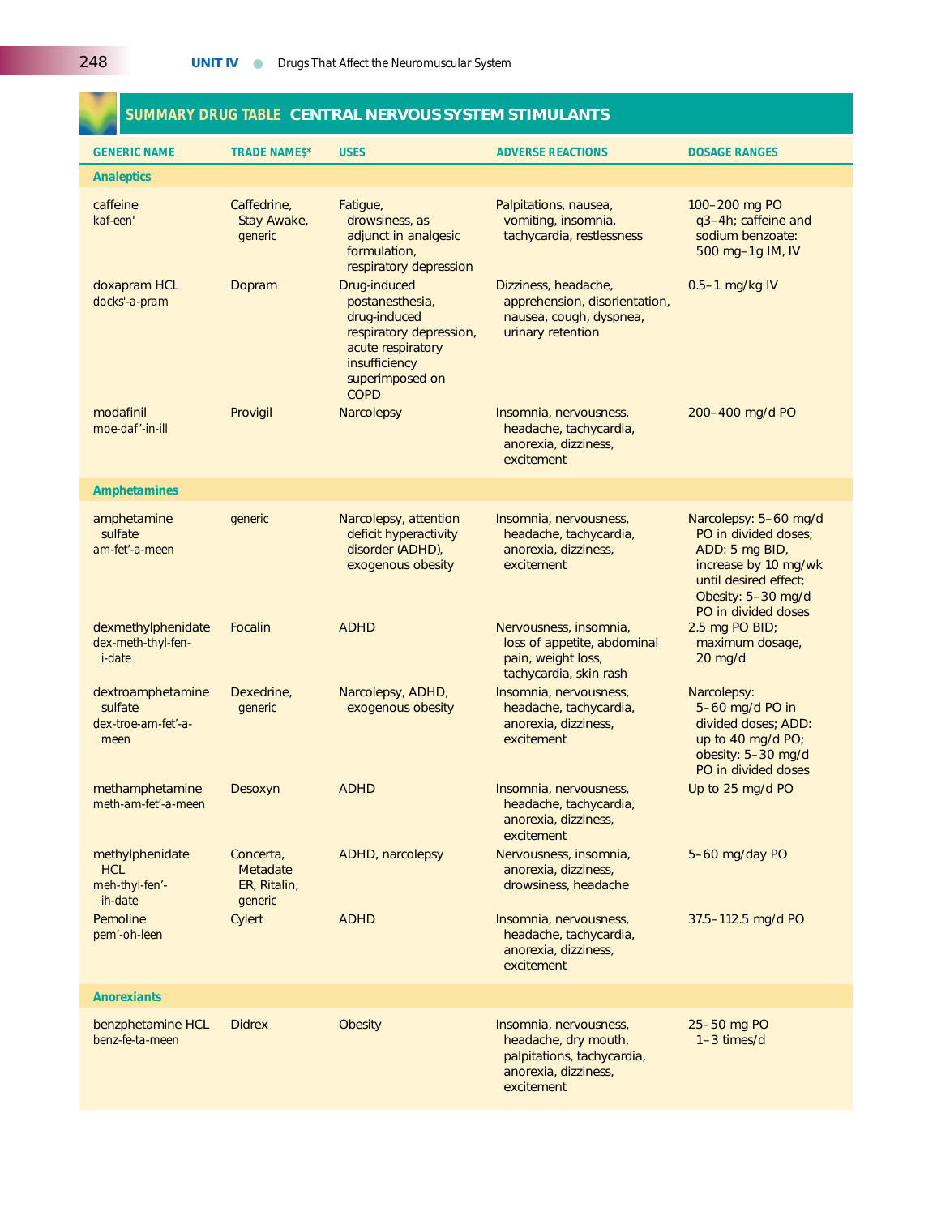## SUMMARY DRUG TABLE CENTRAL NERVOUS SYSTEM STIMULANTS

| GENERIC NAME | TRADE NAMES* | USES | ADVERSE REACTIONS | DOSAGE RANGES |
|---|---|---|---|---|
| **Analeptics** | | | | |
| caffeine<br>kaf-een' | Caffedrine, Stay Awake, generic | Fatigue, drowsiness, as adjunct in analgesic formulation, respiratory depression | Palpitations, nausea, vomiting, insomnia, tachycardia, restlessness | 100–200 mg PO q3–4h; caffeine and sodium benzoate: 500 mg–1g IM, IV |
| doxapram HCL<br>docks'-a-pram | Dopram | Drug-induced postanesthesia, drug-induced respiratory depression, acute respiratory insufficiency superimposed on COPD | Dizziness, headache, apprehension, disorientation, nausea, cough, dyspnea, urinary retention | 0.5–1 mg/kg IV |
| modafinil<br>moe-daf'-in-ill | Provigil | Narcolepsy | Insomnia, nervousness, headache, tachycardia, anorexia, dizziness, excitement | 200–400 mg/d PO |
| **Amphetamines** | | | | |
| amphetamine sulfate<br>am-fet'-a-meen | generic | Narcolepsy, attention deficit hyperactivity disorder (ADHD), exogenous obesity | Insomnia, nervousness, headache, tachycardia, anorexia, dizziness, excitement | Narcolepsy: 5–60 mg/d PO in divided doses; ADD: 5 mg BID, increase by 10 mg/wk until desired effect; Obesity: 5–30 mg/d PO in divided doses |
| dexmethylphenidate<br>dex-meth-thyl-fen-i-date | Focalin | ADHD | Nervousness, insomnia, loss of appetite, abdominal pain, weight loss, tachycardia, skin rash | 2.5 mg PO BID; maximum dosage, 20 mg/d |
| dextroamphetamine sulfate<br>dex-troe-am-fet'-a-meen | Dexedrine, generic | Narcolepsy, ADHD, exogenous obesity | Insomnia, nervousness, headache, tachycardia, anorexia, dizziness, excitement | Narcolepsy: 5–60 mg/d PO in divided doses; ADD: up to 40 mg/d PO; obesity: 5–30 mg/d PO in divided doses |
| methamphetamine<br>meth-am-fet'-a-meen | Desoxyn | ADHD | Insomnia, nervousness, headache, tachycardia, anorexia, dizziness, excitement | Up to 25 mg/d PO |
| methylphenidate HCL<br>meh-thyl-fen'-ih-date | Concerta, Metadate ER, Ritalin, generic | ADHD, narcolepsy | Nervousness, insomnia, anorexia, dizziness, drowsiness, headache | 5–60 mg/day PO |
| Pemoline<br>pem'-oh-leen | Cylert | ADHD | Insomnia, nervousness, headache, tachycardia, anorexia, dizziness, excitement | 37.5–112.5 mg/d PO |
| **Anorexiants** | | | | |
| benzphetamine HCL<br>benz-fe-ta-meen | Didrex | Obesity | Insomnia, nervousness, headache, dry mouth, palpitations, tachycardia, anorexia, dizziness, excitement | 25–50 mg PO 1–3 times/d |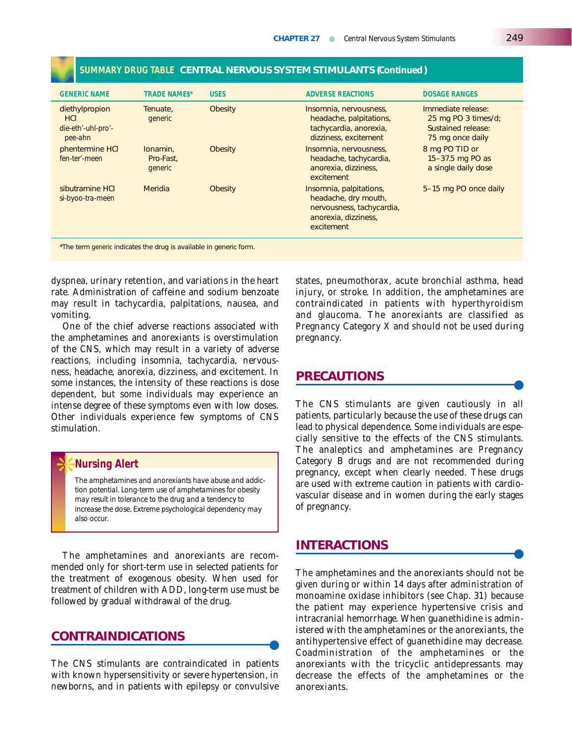## SUMMARY DRUG TABLE CENTRAL NERVOUS SYSTEM STIMULANTS (Continued)

| GENERIC NAME | TRADE NAMES* | USES | ADVERSE REACTIONS | DOSAGE RANGES |
|---|---|---|---|---|
| diethylpropion HCl die-eth'-uhl-pro'-pee-ahn | Tenuate, generic | Obesity | Insomnia, nervousness, headache, palpitations, tachycardia, anorexia, dizziness, excitement | Immediate release: 25 mg PO 3 times/d; Sustained release: 75 mg once daily |
| phentermine HCl fen-ter'-meen | Ionamin, Pro-Fast, generic | Obesity | Insomnia, nervousness, headache, tachycardia, anorexia, dizziness, excitement | 8 mg PO TID or 15–37.5 mg PO as a single daily dose |
| sibutramine HCl si-byoo-tra-meen | Meridia | Obesity | Insomnia, palpitations, headache, dry mouth, nervousness, tachycardia, anorexia, dizziness, excitement | 5–15 mg PO once daily |

*The term *generic* indicates the drug is available in generic form.

dyspnea, urinary retention, and variations in the heart rate. Administration of caffeine and sodium benzoate may result in tachycardia, palpitations, nausea, and vomiting.

One of the chief adverse reactions associated with the amphetamines and anorexiants is overstimulation of the CNS, which may result in a variety of adverse reactions, including insomnia, tachycardia, nervousness, headache, anorexia, dizziness, and excitement. In some instances, the intensity of these reactions is dose dependent, but some individuals may experience an intense degree of these symptoms even with low doses. Other individuals experience few symptoms of CNS stimulation.

> **Nursing Alert**
>
> The amphetamines and anorexiants have abuse and addiction potential. Long-term use of amphetamines for obesity may result in tolerance to the drug and a tendency to increase the dose. Extreme psychological dependency may also occur.

The amphetamines and anorexiants are recommended only for short-term use in selected patients for the treatment of exogenous obesity. When used for treatment of children with ADD, long-term use must be followed by gradual withdrawal of the drug.

## CONTRAINDICATIONS

The CNS stimulants are contraindicated in patients with known hypersensitivity or severe hypertension, in newborns, and in patients with epilepsy or convulsive states, pneumothorax, acute bronchial asthma, head injury, or stroke. In addition, the amphetamines are contraindicated in patients with hyperthyroidism and glaucoma. The anorexiants are classified as Pregnancy Category X and should not be used during pregnancy.

## PRECAUTIONS

The CNS stimulants are given cautiously in all patients, particularly because the use of these drugs can lead to physical dependence. Some individuals are especially sensitive to the effects of the CNS stimulants. The analeptics and amphetamines are Pregnancy Category B drugs and are not recommended during pregnancy, except when clearly needed. These drugs are used with extreme caution in patients with cardiovascular disease and in women during the early stages of pregnancy.

## INTERACTIONS

The amphetamines and the anorexiants should not be given during or within 14 days after administration of monoamine oxidase inhibitors (see Chap. 31) because the patient may experience hypertensive crisis and intracranial hemorrhage. When guanethidine is administered with the amphetamines or the anorexiants, the antihypertensive effect of guanethidine may decrease. Coadministration of the amphetamines or the anorexiants with the tricyclic antidepressants may decrease the effects of the amphetamines or the anorexiants.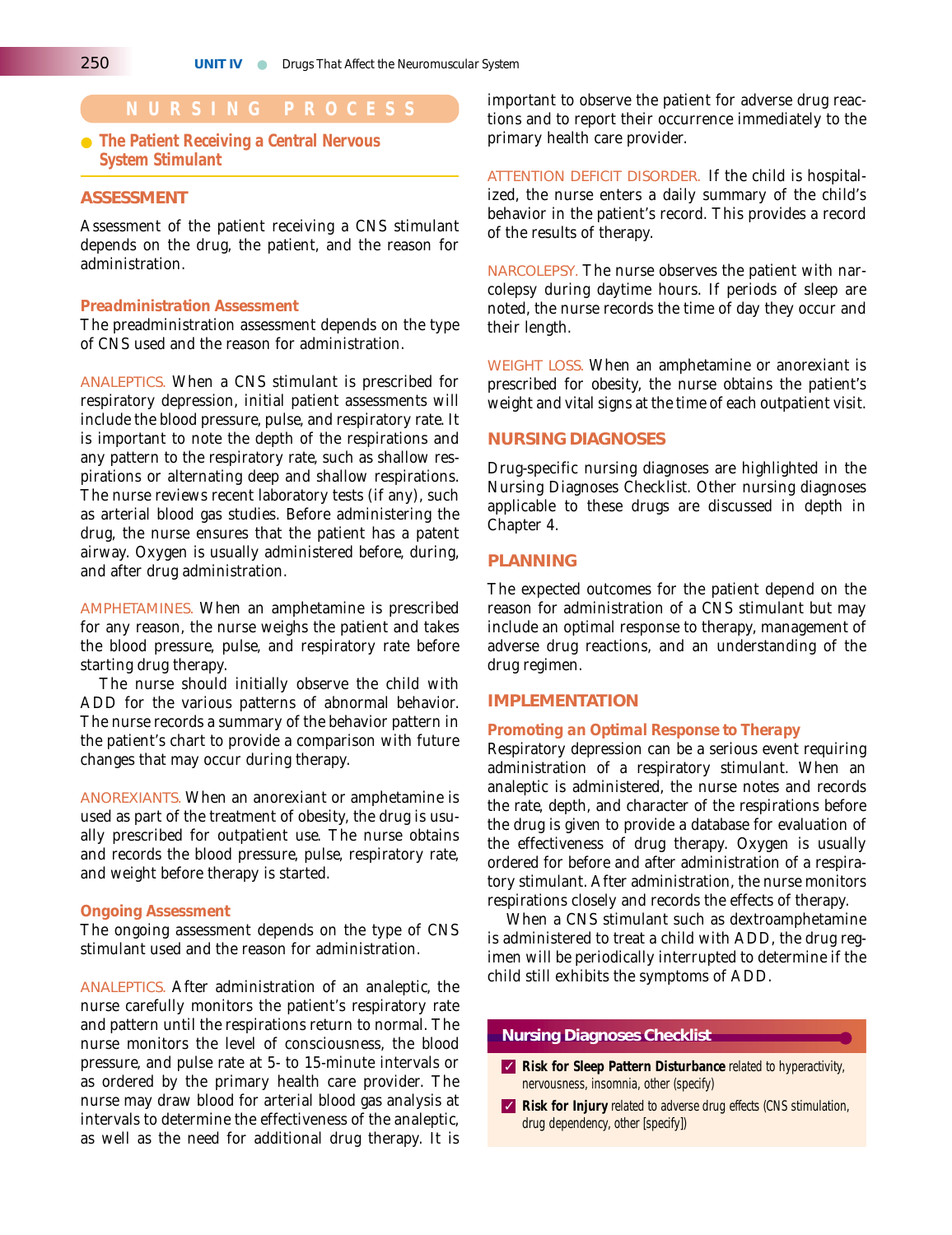## NURSING PROCESS

### The Patient Receiving a Central Nervous System Stimulant

### ASSESSMENT

Assessment of the patient receiving a CNS stimulant depends on the drug, the patient, and the reason for administration.

#### *Preadministration Assessment*

The preadministration assessment depends on the type of CNS used and the reason for administration.

ANALEPTICS. When a CNS stimulant is prescribed for respiratory depression, initial patient assessments will include the blood pressure, pulse, and respiratory rate. It is important to note the depth of the respirations and any pattern to the respiratory rate, such as shallow respirations or alternating deep and shallow respirations. The nurse reviews recent laboratory tests (if any), such as arterial blood gas studies. Before administering the drug, the nurse ensures that the patient has a patent airway. Oxygen is usually administered before, during, and after drug administration.

AMPHETAMINES. When an amphetamine is prescribed for any reason, the nurse weighs the patient and takes the blood pressure, pulse, and respiratory rate before starting drug therapy.

The nurse should initially observe the child with ADD for the various patterns of abnormal behavior. The nurse records a summary of the behavior pattern in the patient's chart to provide a comparison with future changes that may occur during therapy.

ANOREXIANTS. When an anorexiant or amphetamine is used as part of the treatment of obesity, the drug is usually prescribed for outpatient use. The nurse obtains and records the blood pressure, pulse, respiratory rate, and weight before therapy is started.

#### *Ongoing Assessment*

The ongoing assessment depends on the type of CNS stimulant used and the reason for administration.

ANALEPTICS. After administration of an analeptic, the nurse carefully monitors the patient's respiratory rate and pattern until the respirations return to normal. The nurse monitors the level of consciousness, the blood pressure, and pulse rate at 5- to 15-minute intervals or as ordered by the primary health care provider. The nurse may draw blood for arterial blood gas analysis at intervals to determine the effectiveness of the analeptic, as well as the need for additional drug therapy. It is important to observe the patient for adverse drug reactions and to report their occurrence immediately to the primary health care provider.

ATTENTION DEFICIT DISORDER. If the child is hospitalized, the nurse enters a daily summary of the child's behavior in the patient's record. This provides a record of the results of therapy.

NARCOLEPSY. The nurse observes the patient with narcolepsy during daytime hours. If periods of sleep are noted, the nurse records the time of day they occur and their length.

WEIGHT LOSS. When an amphetamine or anorexiant is prescribed for obesity, the nurse obtains the patient's weight and vital signs at the time of each outpatient visit.

### NURSING DIAGNOSES

Drug-specific nursing diagnoses are highlighted in the Nursing Diagnoses Checklist. Other nursing diagnoses applicable to these drugs are discussed in depth in Chapter 4.

### PLANNING

The expected outcomes for the patient depend on the reason for administration of a CNS stimulant but may include an optimal response to therapy, management of adverse drug reactions, and an understanding of the drug regimen.

### IMPLEMENTATION

#### *Promoting an Optimal Response to Therapy*

Respiratory depression can be a serious event requiring administration of a respiratory stimulant. When an analeptic is administered, the nurse notes and records the rate, depth, and character of the respirations before the drug is given to provide a database for evaluation of the effectiveness of drug therapy. Oxygen is usually ordered for before and after administration of a respiratory stimulant. After administration, the nurse monitors respirations closely and records the effects of therapy.

When a CNS stimulant such as dextroamphetamine is administered to treat a child with ADD, the drug regimen will be periodically interrupted to determine if the child still exhibits the symptoms of ADD.

> **Nursing Diagnoses Checklist**
>
> ✓ **Risk for Sleep Pattern Disturbance** related to hyperactivity, nervousness, insomnia, other (specify)
>
> ✓ **Risk for Injury** related to adverse drug effects (CNS stimulation, drug dependency, other [specify])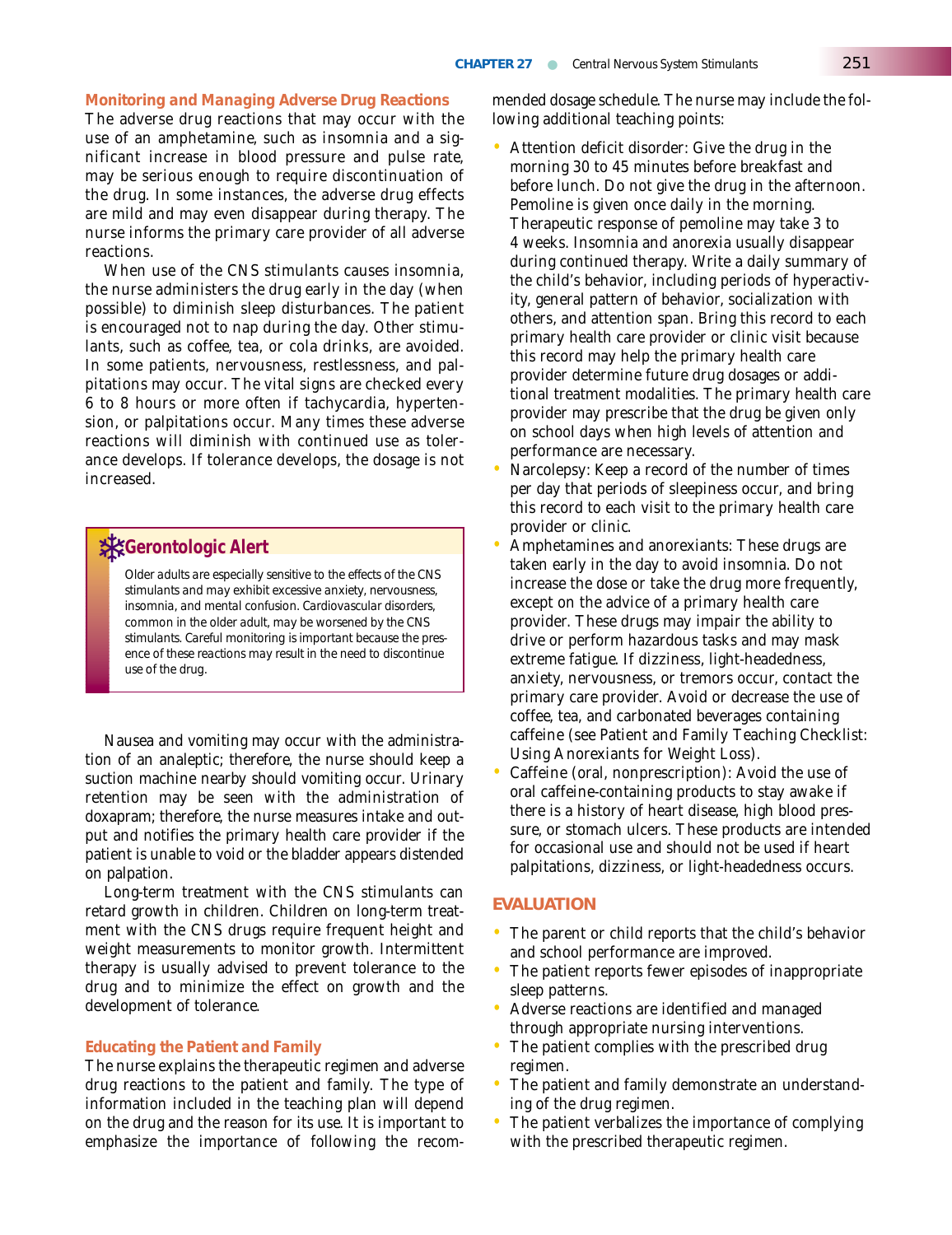### Monitoring and Managing Adverse Drug Reactions

The adverse drug reactions that may occur with the use of an amphetamine, such as insomnia and a significant increase in blood pressure and pulse rate, may be serious enough to require discontinuation of the drug. In some instances, the adverse drug effects are mild and may even disappear during therapy. The nurse informs the primary care provider of all adverse reactions.

When use of the CNS stimulants causes insomnia, the nurse administers the drug early in the day (when possible) to diminish sleep disturbances. The patient is encouraged not to nap during the day. Other stimulants, such as coffee, tea, or cola drinks, are avoided. In some patients, nervousness, restlessness, and palpitations may occur. The vital signs are checked every 6 to 8 hours or more often if tachycardia, hypertension, or palpitations occur. Many times these adverse reactions will diminish with continued use as tolerance develops. If tolerance develops, the dosage is not increased.

> **Gerontologic Alert**
>
> Older adults are especially sensitive to the effects of the CNS stimulants and may exhibit excessive anxiety, nervousness, insomnia, and mental confusion. Cardiovascular disorders, common in the older adult, may be worsened by the CNS stimulants. Careful monitoring is important because the presence of these reactions may result in the need to discontinue use of the drug.

Nausea and vomiting may occur with the administration of an analeptic; therefore, the nurse should keep a suction machine nearby should vomiting occur. Urinary retention may be seen with the administration of doxapram; therefore, the nurse measures intake and output and notifies the primary health care provider if the patient is unable to void or the bladder appears distended on palpation.

Long-term treatment with the CNS stimulants can retard growth in children. Children on long-term treatment with the CNS drugs require frequent height and weight measurements to monitor growth. Intermittent therapy is usually advised to prevent tolerance to the drug and to minimize the effect on growth and the development of tolerance.

### Educating the Patient and Family

The nurse explains the therapeutic regimen and adverse drug reactions to the patient and family. The type of information included in the teaching plan will depend on the drug and the reason for its use. It is important to emphasize the importance of following the recommended dosage schedule. The nurse may include the following additional teaching points:

- Attention deficit disorder: Give the drug in the morning 30 to 45 minutes before breakfast and before lunch. Do not give the drug in the afternoon. Pemoline is given once daily in the morning. Therapeutic response of pemoline may take 3 to 4 weeks. Insomnia and anorexia usually disappear during continued therapy. Write a daily summary of the child's behavior, including periods of hyperactivity, general pattern of behavior, socialization with others, and attention span. Bring this record to each primary health care provider or clinic visit because this record may help the primary health care provider determine future drug dosages or additional treatment modalities. The primary health care provider may prescribe that the drug be given only on school days when high levels of attention and performance are necessary.
- Narcolepsy: Keep a record of the number of times per day that periods of sleepiness occur, and bring this record to each visit to the primary health care provider or clinic.
- Amphetamines and anorexiants: These drugs are taken early in the day to avoid insomnia. Do not increase the dose or take the drug more frequently, except on the advice of a primary health care provider. These drugs may impair the ability to drive or perform hazardous tasks and may mask extreme fatigue. If dizziness, light-headedness, anxiety, nervousness, or tremors occur, contact the primary care provider. Avoid or decrease the use of coffee, tea, and carbonated beverages containing caffeine (see Patient and Family Teaching Checklist: Using Anorexiants for Weight Loss).
- Caffeine (oral, nonprescription): Avoid the use of oral caffeine-containing products to stay awake if there is a history of heart disease, high blood pressure, or stomach ulcers. These products are intended for occasional use and should not be used if heart palpitations, dizziness, or light-headedness occurs.

## EVALUATION

- The parent or child reports that the child's behavior and school performance are improved.
- The patient reports fewer episodes of inappropriate sleep patterns.
- Adverse reactions are identified and managed through appropriate nursing interventions.
- The patient complies with the prescribed drug regimen.
- The patient and family demonstrate an understanding of the drug regimen.
- The patient verbalizes the importance of complying with the prescribed therapeutic regimen.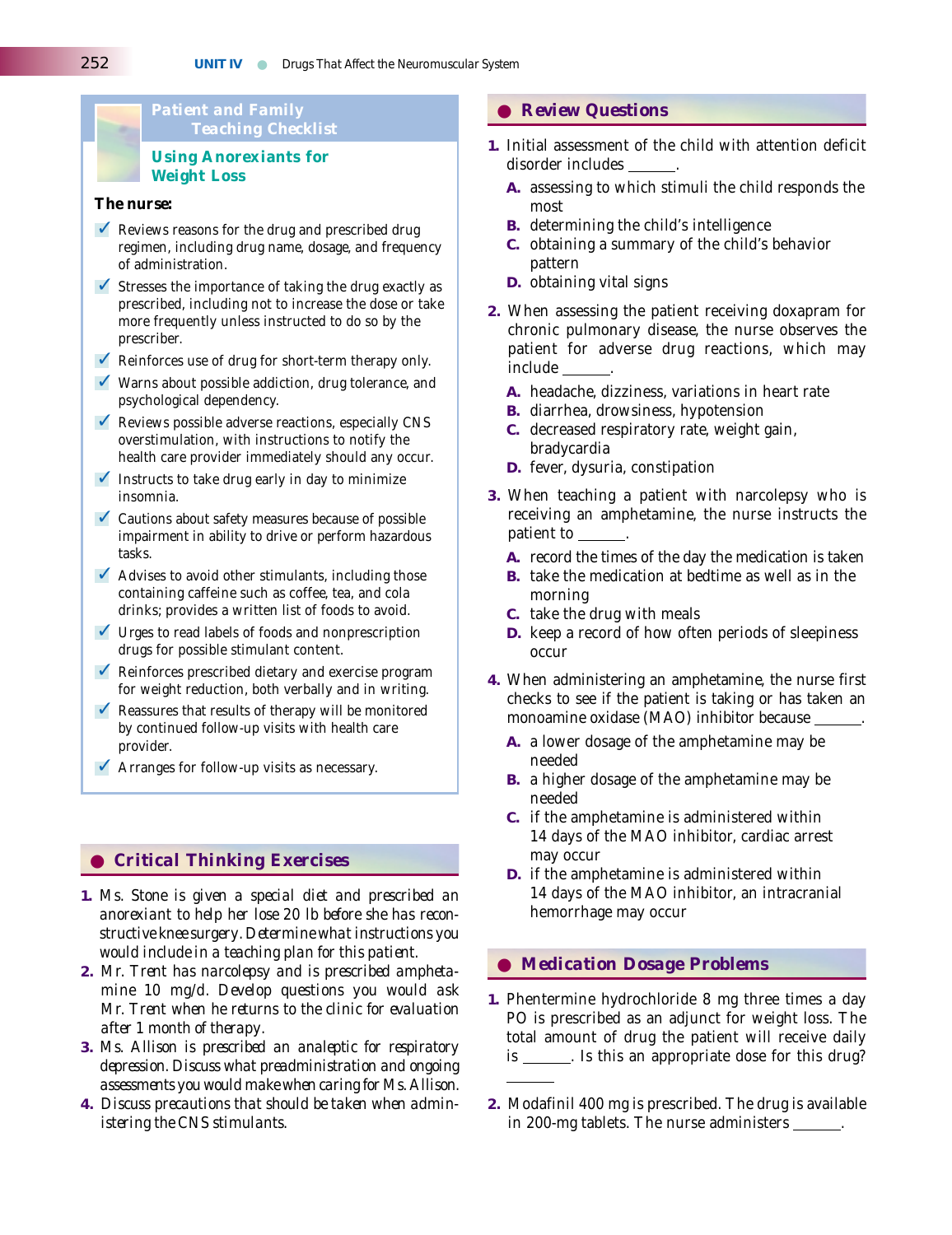## Patient and Family Teaching Checklist

### Using Anorexiants for Weight Loss

**The nurse:**

- ✓ Reviews reasons for the drug and prescribed drug regimen, including drug name, dosage, and frequency of administration.
- ✓ Stresses the importance of taking the drug exactly as prescribed, including not to increase the dose or take more frequently unless instructed to do so by the prescriber.
- ✓ Reinforces use of drug for short-term therapy only.
- ✓ Warns about possible addiction, drug tolerance, and psychological dependency.
- ✓ Reviews possible adverse reactions, especially CNS overstimulation, with instructions to notify the health care provider immediately should any occur.
- ✓ Instructs to take drug early in day to minimize insomnia.
- ✓ Cautions about safety measures because of possible impairment in ability to drive or perform hazardous tasks.
- ✓ Advises to avoid other stimulants, including those containing caffeine such as coffee, tea, and cola drinks; provides a written list of foods to avoid.
- ✓ Urges to read labels of foods and nonprescription drugs for possible stimulant content.
- ✓ Reinforces prescribed dietary and exercise program for weight reduction, both verbally and in writing.
- ✓ Reassures that results of therapy will be monitored by continued follow-up visits with health care provider.
- ✓ Arranges for follow-up visits as necessary.

## Critical Thinking Exercises

1. *Ms. Stone is given a special diet and prescribed an anorexiant to help her lose 20 lb before she has reconstructive knee surgery. Determine what instructions you would include in a teaching plan for this patient.*
2. *Mr. Trent has narcolepsy and is prescribed amphetamine 10 mg/d. Develop questions you would ask Mr. Trent when he returns to the clinic for evaluation after 1 month of therapy.*
3. *Ms. Allison is prescribed an analeptic for respiratory depression. Discuss what preadministration and ongoing assessments you would make when caring for Ms. Allison.*
4. *Discuss precautions that should be taken when administering the CNS stimulants.*

## Review Questions

1. Initial assessment of the child with attention deficit disorder includes ______.
   - **A.** assessing to which stimuli the child responds the most
   - **B.** determining the child's intelligence
   - **C.** obtaining a summary of the child's behavior pattern
   - **D.** obtaining vital signs

2. When assessing the patient receiving doxapram for chronic pulmonary disease, the nurse observes the patient for adverse drug reactions, which may include ______.
   - **A.** headache, dizziness, variations in heart rate
   - **B.** diarrhea, drowsiness, hypotension
   - **C.** decreased respiratory rate, weight gain, bradycardia
   - **D.** fever, dysuria, constipation

3. When teaching a patient with narcolepsy who is receiving an amphetamine, the nurse instructs the patient to ______.
   - **A.** record the times of the day the medication is taken
   - **B.** take the medication at bedtime as well as in the morning
   - **C.** take the drug with meals
   - **D.** keep a record of how often periods of sleepiness occur

4. When administering an amphetamine, the nurse first checks to see if the patient is taking or has taken an monoamine oxidase (MAO) inhibitor because ______.
   - **A.** a lower dosage of the amphetamine may be needed
   - **B.** a higher dosage of the amphetamine may be needed
   - **C.** if the amphetamine is administered within 14 days of the MAO inhibitor, cardiac arrest may occur
   - **D.** if the amphetamine is administered within 14 days of the MAO inhibitor, an intracranial hemorrhage may occur

## Medication Dosage Problems

1. Phentermine hydrochloride 8 mg three times a day PO is prescribed as an adjunct for weight loss. The total amount of drug the patient will receive daily is ______. Is this an appropriate dose for this drug? ______
2. Modafinil 400 mg is prescribed. The drug is available in 200-mg tablets. The nurse administers ______.